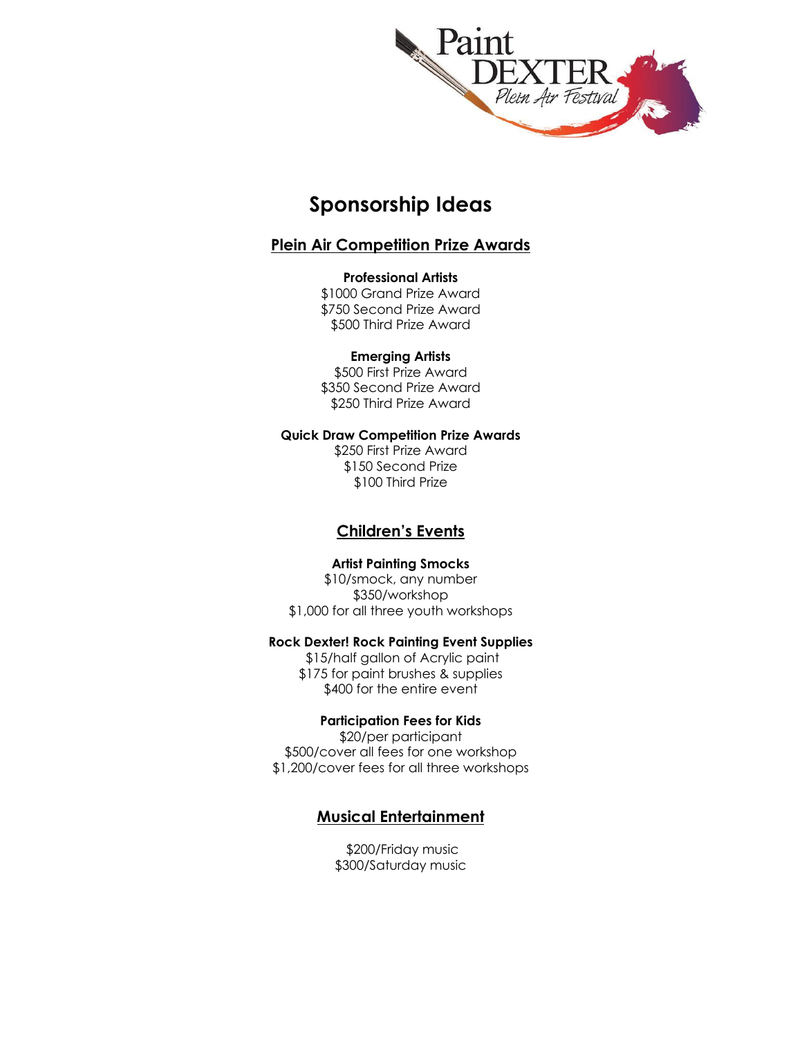Paint DEXTER Plein Air Festival

# Sponsorship Ideas

## Plein Air Competition Prize Awards

**Professional Artists**

$1000 Grand Prize Award
$750 Second Prize Award
$500 Third Prize Award

**Emerging Artists**

$500 First Prize Award
$350 Second Prize Award
$250 Third Prize Award

**Quick Draw Competition Prize Awards**

$250 First Prize Award
$150 Second Prize
$100 Third Prize

## Children's Events

**Artist Painting Smocks**

$10/smock, any number
$350/workshop
$1,000 for all three youth workshops

**Rock Dexter! Rock Painting Event Supplies**

$15/half gallon of Acrylic paint
$175 for paint brushes & supplies
$400 for the entire event

**Participation Fees for Kids**

$20/per participant
$500/cover all fees for one workshop
$1,200/cover fees for all three workshops

## Musical Entertainment

$200/Friday music
$300/Saturday music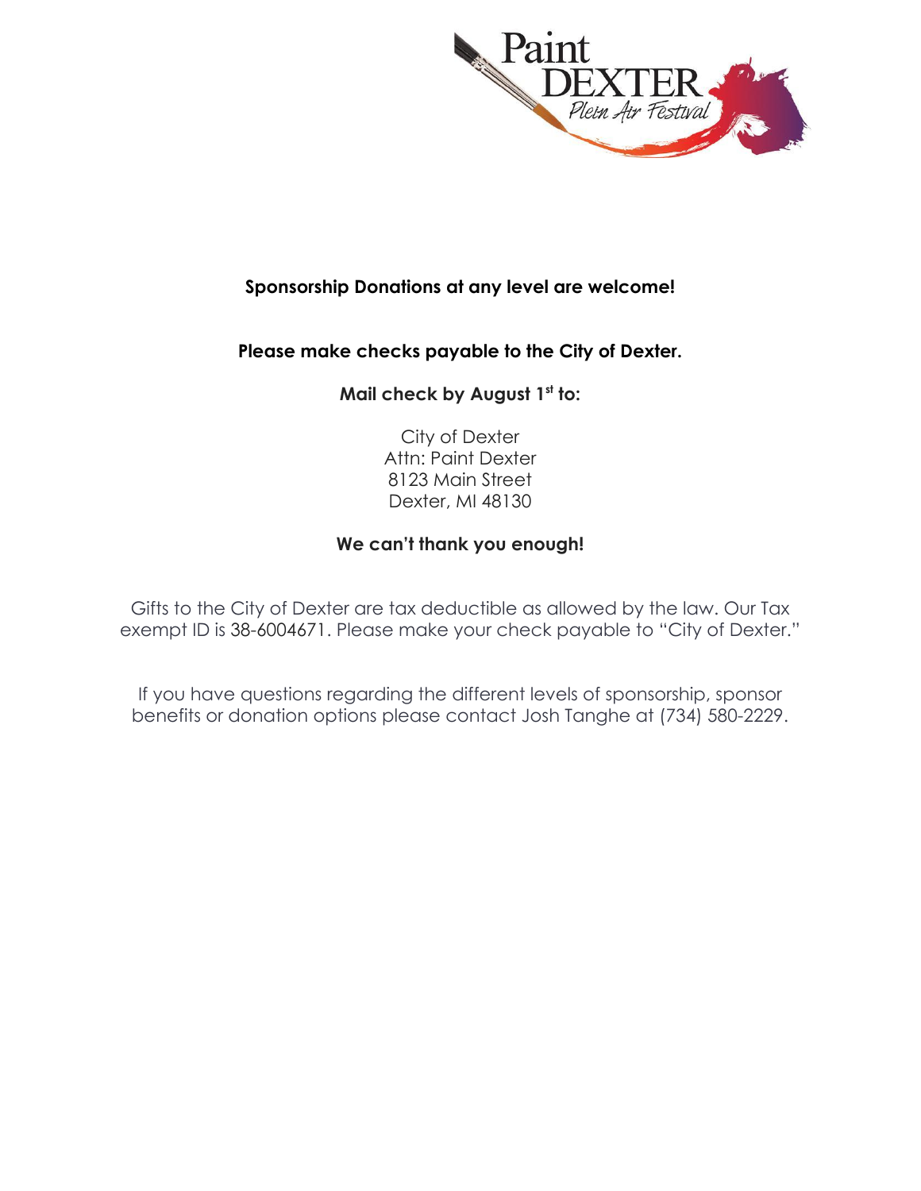**Sponsorship Donations at any level are welcome!**

**Please make checks payable to the City of Dexter.**

**Mail check by August 1st to:**

City of Dexter
Attn: Paint Dexter
8123 Main Street
Dexter, MI 48130

**We can't thank you enough!**

Gifts to the City of Dexter are tax deductible as allowed by the law. Our Tax exempt ID is 38-6004671. Please make your check payable to "City of Dexter."

If you have questions regarding the different levels of sponsorship, sponsor benefits or donation options please contact Josh Tanghe at (734) 580-2229.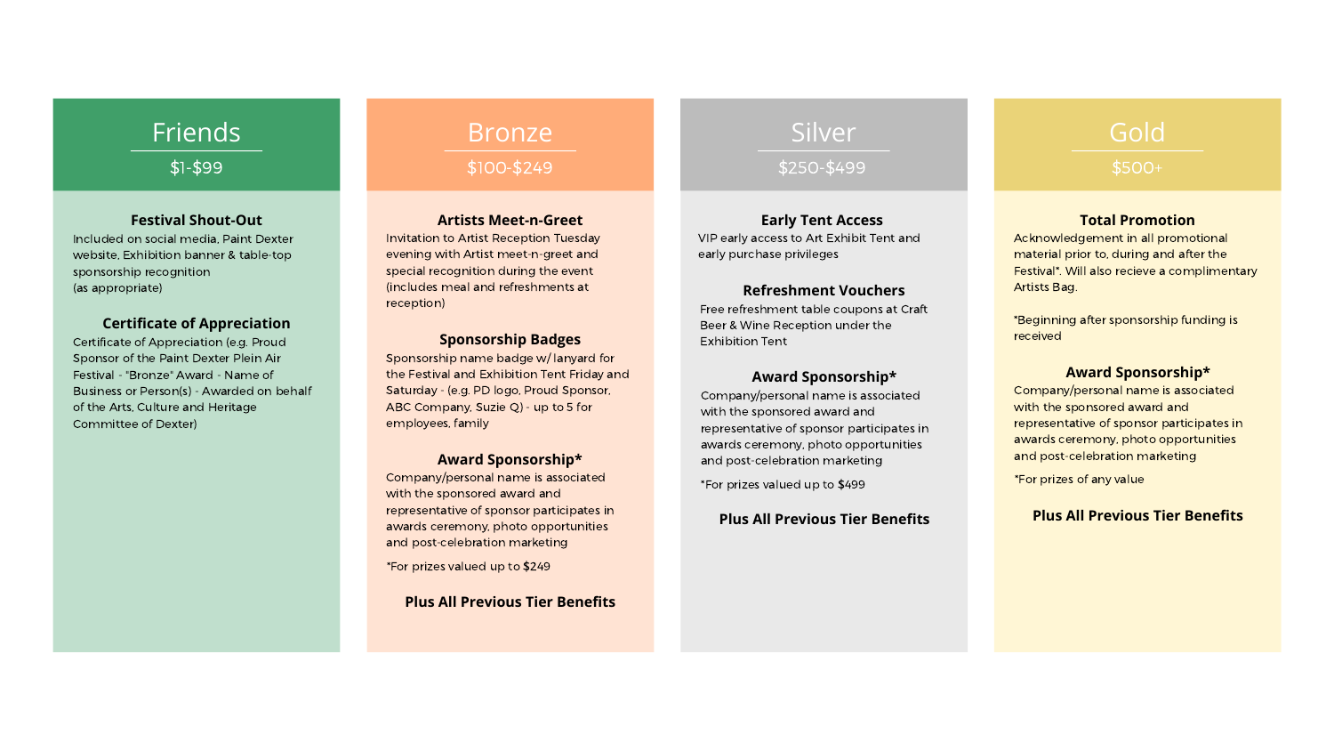## Friends

$1-$99

**Festival Shout-Out**

Included on social media, Paint Dexter website, Exhibition banner & table-top sponsorship recognition (as appropriate)

**Certificate of Appreciation**

Certificate of Appreciation (e.g. Proud Sponsor of the Paint Dexter Plein Air Festival - "Bronze" Award - Name of Business or Person(s) - Awarded on behalf of the Arts, Culture and Heritage Committee of Dexter)

## Bronze

$100-$249

**Artists Meet-n-Greet**

Invitation to Artist Reception Tuesday evening with Artist meet-n-greet and special recognition during the event (includes meal and refreshments at reception)

**Sponsorship Badges**

Sponsorship name badge w/ lanyard for the Festival and Exhibition Tent Friday and Saturday - (e.g. PD logo, Proud Sponsor, ABC Company, Suzie Q) - up to 5 for employees, family

**Award Sponsorship***

Company/personal name is associated with the sponsored award and representative of sponsor participates in awards ceremony, photo opportunities and post-celebration marketing

*For prizes valued up to $249

**Plus All Previous Tier Benefits**

## Silver

$250-$499

**Early Tent Access**

VIP early access to Art Exhibit Tent and early purchase privileges

**Refreshment Vouchers**

Free refreshment table coupons at Craft Beer & Wine Reception under the Exhibition Tent

**Award Sponsorship***

Company/personal name is associated with the sponsored award and representative of sponsor participates in awards ceremony, photo opportunities and post-celebration marketing

*For prizes valued up to $499

**Plus All Previous Tier Benefits**

## Gold

$500+

**Total Promotion**

Acknowledgement in all promotional material prior to, during and after the Festival*. Will also recieve a complimentary Artists Bag.

*Beginning after sponsorship funding is received

**Award Sponsorship***

Company/personal name is associated with the sponsored award and representative of sponsor participates in awards ceremony, photo opportunities and post-celebration marketing

*For prizes of any value

**Plus All Previous Tier Benefits**